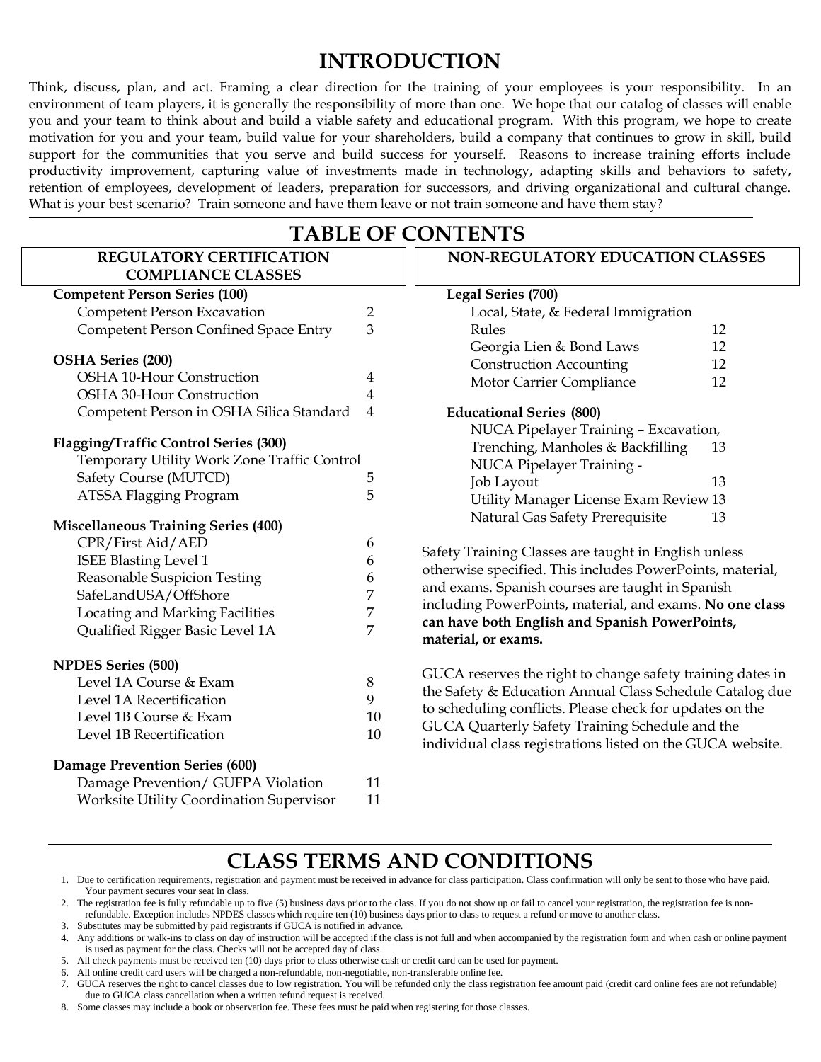# INTRODUCTION

Think, discuss, plan, and act. Framing a clear direction for the training of your employees is your responsibility. In an environment of team players, it is generally the responsibility of more than one. We hope that our catalog of classes will enable you and your team to think about and build a viable safety and educational program. With this program, we hope to create motivation for you and your team, build value for your shareholders, build a company that continues to grow in skill, build support for the communities that you serve and build success for yourself. Reasons to increase training efforts include productivity improvement, capturing value of investments made in technology, adapting skills and behaviors to safety, retention of employees, development of leaders, preparation for successors, and driving organizational and cultural change. What is your best scenario? Train someone and have them leave or not train someone and have them stay?

# TABLE OF CONTENTS

## REGULATORY CERTIFICATION COMPLIANCE CLASSES

**Competent Person Series (100)**

| Class | Page |
|---|---|
| Competent Person Excavation | 2 |
| Competent Person Confined Space Entry | 3 |

**OSHA Series (200)**

| Class | Page |
|---|---|
| OSHA 10-Hour Construction | 4 |
| OSHA 30-Hour Construction | 4 |
| Competent Person in OSHA Silica Standard | 4 |

**Flagging/Traffic Control Series (300)**

| Class | Page |
|---|---|
| Temporary Utility Work Zone Traffic Control Safety Course (MUTCD) | 5 |
| ATSSA Flagging Program | 5 |

**Miscellaneous Training Series (400)**

| Class | Page |
|---|---|
| CPR/First Aid/AED | 6 |
| ISEE Blasting Level 1 | 6 |
| Reasonable Suspicion Testing | 6 |
| SafeLandUSA/OffShore | 7 |
| Locating and Marking Facilities | 7 |
| Qualified Rigger Basic Level 1A | 7 |

**NPDES Series (500)**

| Class | Page |
|---|---|
| Level 1A Course & Exam | 8 |
| Level 1A Recertification | 9 |
| Level 1B Course & Exam | 10 |
| Level 1B Recertification | 10 |

**Damage Prevention Series (600)**

| Class | Page |
|---|---|
| Damage Prevention/ GUFPA Violation | 11 |
| Worksite Utility Coordination Supervisor | 11 |

## NON-REGULATORY EDUCATION CLASSES

**Legal Series (700)**

| Class | Page |
|---|---|
| Local, State, & Federal Immigration Rules | 12 |
| Georgia Lien & Bond Laws | 12 |
| Construction Accounting | 12 |
| Motor Carrier Compliance | 12 |

**Educational Series (800)**

| Class | Page |
|---|---|
| NUCA Pipelayer Training – Excavation, Trenching, Manholes & Backfilling | 13 |
| NUCA Pipelayer Training - Job Layout | 13 |
| Utility Manager License Exam Review | 13 |
| Natural Gas Safety Prerequisite | 13 |

Safety Training Classes are taught in English unless otherwise specified. This includes PowerPoints, material, and exams. Spanish courses are taught in Spanish including PowerPoints, material, and exams. **No one class can have both English and Spanish PowerPoints, material, or exams.**

GUCA reserves the right to change safety training dates in the Safety & Education Annual Class Schedule Catalog due to scheduling conflicts. Please check for updates on the GUCA Quarterly Safety Training Schedule and the individual class registrations listed on the GUCA website.

# CLASS TERMS AND CONDITIONS

1. Due to certification requirements, registration and payment must be received in advance for class participation. Class confirmation will only be sent to those who have paid. Your payment secures your seat in class.
2. The registration fee is fully refundable up to five (5) business days prior to the class. If you do not show up or fail to cancel your registration, the registration fee is non-refundable. Exception includes NPDES classes which require ten (10) business days prior to class to request a refund or move to another class.
3. Substitutes may be submitted by paid registrants if GUCA is notified in advance.
4. Any additions or walk-ins to class on day of instruction will be accepted if the class is not full and when accompanied by the registration form and when cash or online payment is used as payment for the class. Checks will not be accepted day of class.
5. All check payments must be received ten (10) days prior to class otherwise cash or credit card can be used for payment.
6. All online credit card users will be charged a non-refundable, non-negotiable, non-transferable online fee.
7. GUCA reserves the right to cancel classes due to low registration. You will be refunded only the class registration fee amount paid (credit card online fees are not refundable) due to GUCA class cancellation when a written refund request is received.
8. Some classes may include a book or observation fee. These fees must be paid when registering for those classes.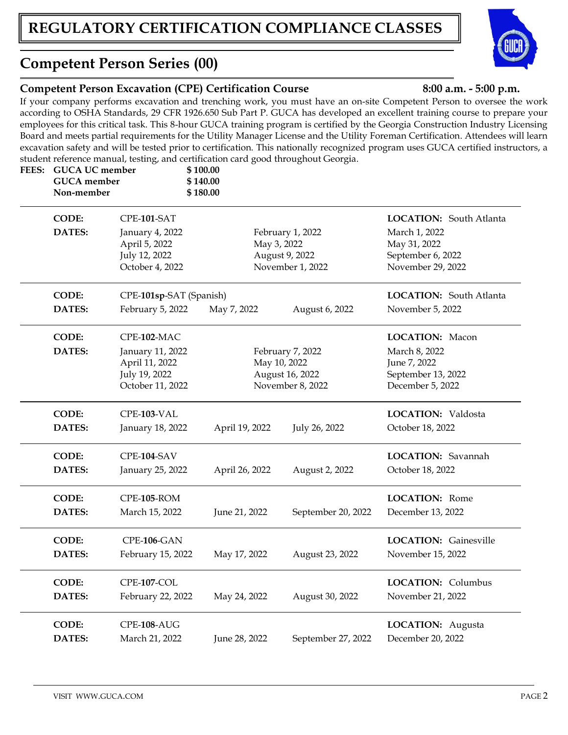# REGULATORY CERTIFICATION COMPLIANCE CLASSES

## Competent Person Series (00)

### Competent Person Excavation (CPE) Certification Course — 8:00 a.m. - 5:00 p.m.

If your company performs excavation and trenching work, you must have an on-site Competent Person to oversee the work according to OSHA Standards, 29 CFR 1926.650 Sub Part P. GUCA has developed an excellent training course to prepare your employees for this critical task. This 8-hour GUCA training program is certified by the Georgia Construction Industry Licensing Board and meets partial requirements for the Utility Manager License and the Utility Foreman Certification. Attendees will learn excavation safety and will be tested prior to certification. This nationally recognized program uses GUCA certified instructors, a student reference manual, testing, and certification card good throughout Georgia.

**FEES:**

| | |
|---|---|
| **GUCA UC member** | **$ 100.00** |
| **GUCA member** | **$ 140.00** |
| **Non-member** | **$ 180.00** |

**CODE:** CPE-**101**-SAT — **LOCATION:** South Atlanta
**DATES:** January 4, 2022; February 1, 2022; March 1, 2022; April 5, 2022; May 3, 2022; May 31, 2022; July 12, 2022; August 9, 2022; September 6, 2022; October 4, 2022; November 1, 2022; November 29, 2022

**CODE:** CPE-**101sp**-SAT (Spanish) — **LOCATION:** South Atlanta
**DATES:** February 5, 2022; May 7, 2022; August 6, 2022; November 5, 2022

**CODE:** CPE-**102**-MAC — **LOCATION:** Macon
**DATES:** January 11, 2022; February 7, 2022; March 8, 2022; April 11, 2022; May 10, 2022; June 7, 2022; July 19, 2022; August 16, 2022; September 13, 2022; October 11, 2022; November 8, 2022; December 5, 2022

**CODE:** CPE-**103**-VAL — **LOCATION:** Valdosta
**DATES:** January 18, 2022; April 19, 2022; July 26, 2022; October 18, 2022

**CODE:** CPE-**104**-SAV — **LOCATION:** Savannah
**DATES:** January 25, 2022; April 26, 2022; August 2, 2022; October 18, 2022

**CODE:** CPE-**105**-ROM — **LOCATION:** Rome
**DATES:** March 15, 2022; June 21, 2022; September 20, 2022; December 13, 2022

**CODE:** CPE-**106**-GAN — **LOCATION:** Gainesville
**DATES:** February 15, 2022; May 17, 2022; August 23, 2022; November 15, 2022

**CODE:** CPE-**107**-COL — **LOCATION:** Columbus
**DATES:** February 22, 2022; May 24, 2022; August 30, 2022; November 21, 2022

**CODE:** CPE-**108**-AUG — **LOCATION:** Augusta
**DATES:** March 21, 2022; June 28, 2022; September 27, 2022; December 20, 2022

VISIT WWW.GUCA.COM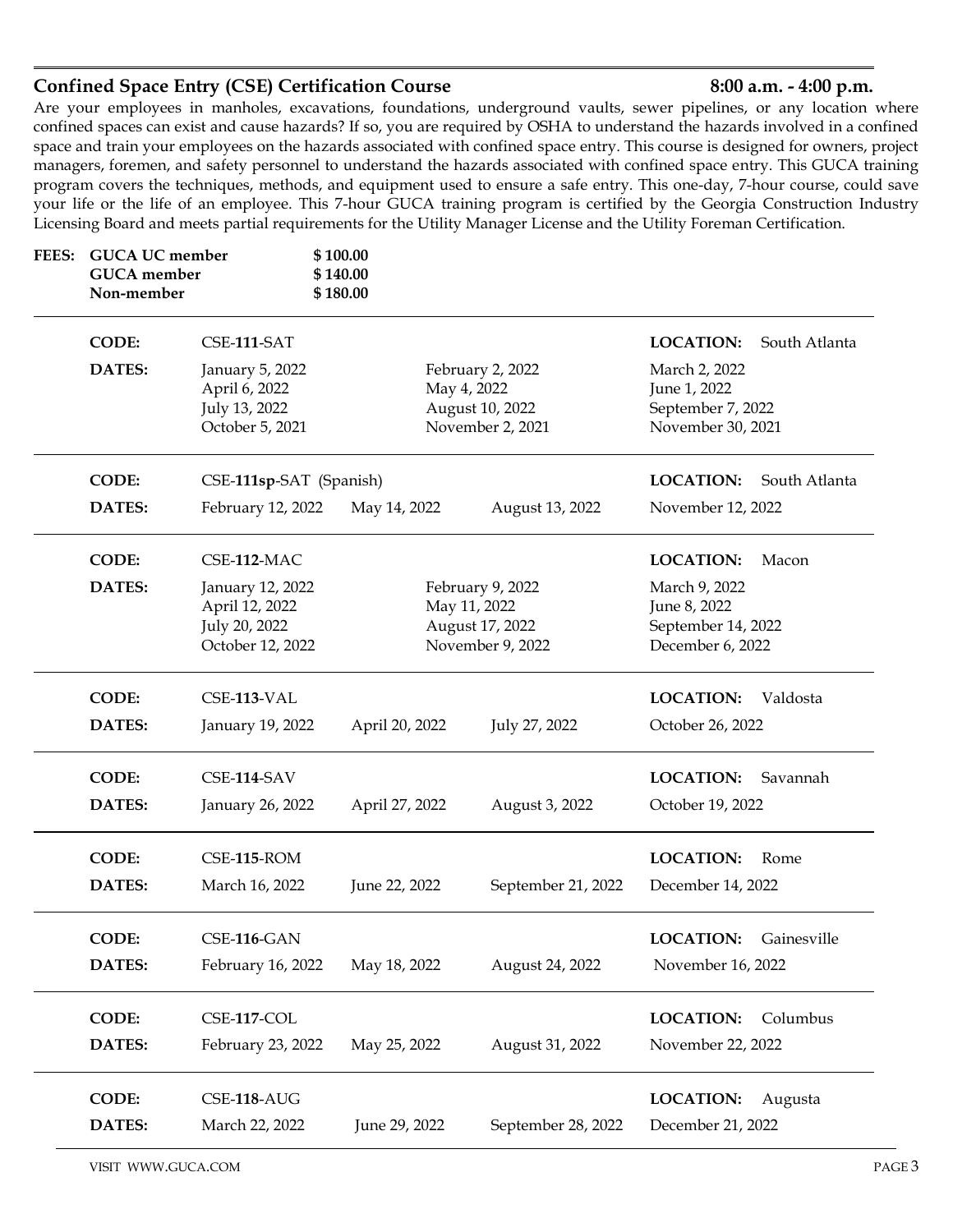## Confined Space Entry (CSE) Certification Course

**8:00 a.m. - 4:00 p.m.**

Are your employees in manholes, excavations, foundations, underground vaults, sewer pipelines, or any location where confined spaces can exist and cause hazards? If so, you are required by OSHA to understand the hazards involved in a confined space and train your employees on the hazards associated with confined space entry. This course is designed for owners, project managers, foremen, and safety personnel to understand the hazards associated with confined space entry. This GUCA training program covers the techniques, methods, and equipment used to ensure a safe entry. This one-day, 7-hour course, could save your life or the life of an employee. This 7-hour GUCA training program is certified by the Georgia Construction Industry Licensing Board and meets partial requirements for the Utility Manager License and the Utility Foreman Certification.

**FEES:**

| | |
|---|---|
| **GUCA UC member** | **$ 100.00** |
| **GUCA member** | **$ 140.00** |
| **Non-member** | **$ 180.00** |

---

**CODE:** CSE-**111**-SAT — **LOCATION:** South Atlanta

**DATES:**

| | | |
|---|---|---|
| January 5, 2022 | February 2, 2022 | March 2, 2022 |
| April 6, 2022 | May 4, 2022 | June 1, 2022 |
| July 13, 2022 | August 10, 2022 | September 7, 2022 |
| October 5, 2021 | November 2, 2021 | November 30, 2021 |

---

**CODE:** CSE-**111sp**-SAT (Spanish) — **LOCATION:** South Atlanta

**DATES:** February 12, 2022 | May 14, 2022 | August 13, 2022 | November 12, 2022

---

**CODE:** CSE-**112**-MAC — **LOCATION:** Macon

**DATES:**

| | | |
|---|---|---|
| January 12, 2022 | February 9, 2022 | March 9, 2022 |
| April 12, 2022 | May 11, 2022 | June 8, 2022 |
| July 20, 2022 | August 17, 2022 | September 14, 2022 |
| October 12, 2022 | November 9, 2022 | December 6, 2022 |

---

**CODE:** CSE-**113**-VAL — **LOCATION:** Valdosta

**DATES:** January 19, 2022 | April 20, 2022 | July 27, 2022 | October 26, 2022

---

**CODE:** CSE-**114**-SAV — **LOCATION:** Savannah

**DATES:** January 26, 2022 | April 27, 2022 | August 3, 2022 | October 19, 2022

---

**CODE:** CSE-**115**-ROM — **LOCATION:** Rome

**DATES:** March 16, 2022 | June 22, 2022 | September 21, 2022 | December 14, 2022

---

**CODE:** CSE-**116**-GAN — **LOCATION:** Gainesville

**DATES:** February 16, 2022 | May 18, 2022 | August 24, 2022 | November 16, 2022

---

**CODE:** CSE-**117**-COL — **LOCATION:** Columbus

**DATES:** February 23, 2022 | May 25, 2022 | August 31, 2022 | November 22, 2022

---

**CODE:** CSE-**118**-AUG — **LOCATION:** Augusta

**DATES:** March 22, 2022 | June 29, 2022 | September 28, 2022 | December 21, 2022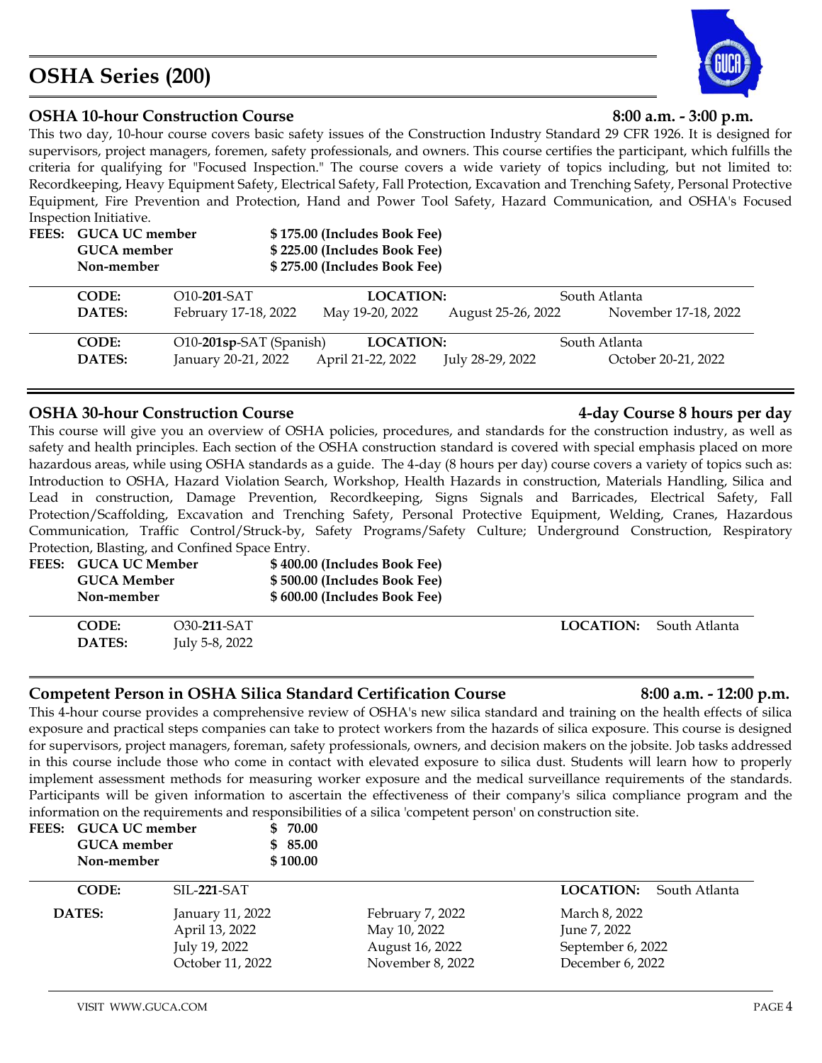# OSHA Series (200)

## OSHA 10-hour Construction Course

**8:00 a.m. - 3:00 p.m.**

This two day, 10-hour course covers basic safety issues of the Construction Industry Standard 29 CFR 1926. It is designed for supervisors, project managers, foremen, safety professionals, and owners. This course certifies the participant, which fulfills the criteria for qualifying for "Focused Inspection." The course covers a wide variety of topics including, but not limited to: Recordkeeping, Heavy Equipment Safety, Electrical Safety, Fall Protection, Excavation and Trenching Safety, Personal Protective Equipment, Fire Prevention and Protection, Hand and Power Tool Safety, Hazard Communication, and OSHA's Focused Inspection Initiative.

**FEES:**

| | |
|---|---|
| **GUCA UC member** | **$ 175.00 (Includes Book Fee)** |
| **GUCA member** | **$ 225.00 (Includes Book Fee)** |
| **Non-member** | **$ 275.00 (Includes Book Fee)** |

| | | | | |
|---|---|---|---|---|
| **CODE:** | O10-**201**-SAT | **LOCATION:** | | South Atlanta |
| **DATES:** | February 17-18, 2022 | May 19-20, 2022 | August 25-26, 2022 | November 17-18, 2022 |

| | | | | |
|---|---|---|---|---|
| **CODE:** | O10-**201sp**-SAT (Spanish) | **LOCATION:** | | South Atlanta |
| **DATES:** | January 20-21, 2022 | April 21-22, 2022 | July 28-29, 2022 | October 20-21, 2022 |

## OSHA 30-hour Construction Course

**4-day Course 8 hours per day**

This course will give you an overview of OSHA policies, procedures, and standards for the construction industry, as well as safety and health principles. Each section of the OSHA construction standard is covered with special emphasis placed on more hazardous areas, while using OSHA standards as a guide. The 4-day (8 hours per day) course covers a variety of topics such as: Introduction to OSHA, Hazard Violation Search, Workshop, Health Hazards in construction, Materials Handling, Silica and Lead in construction, Damage Prevention, Recordkeeping, Signs Signals and Barricades, Electrical Safety, Fall Protection/Scaffolding, Excavation and Trenching Safety, Personal Protective Equipment, Welding, Cranes, Hazardous Communication, Traffic Control/Struck-by, Safety Programs/Safety Culture; Underground Construction, Respiratory Protection, Blasting, and Confined Space Entry.

**FEES:**

| | |
|---|---|
| **GUCA UC Member** | **$ 400.00 (Includes Book Fee)** |
| **GUCA Member** | **$ 500.00 (Includes Book Fee)** |
| **Non-member** | **$ 600.00 (Includes Book Fee)** |

| | | | |
|---|---|---|---|
| **CODE:** | O30-**211**-SAT | **LOCATION:** | South Atlanta |
| **DATES:** | July 5-8, 2022 | | |

## Competent Person in OSHA Silica Standard Certification Course

**8:00 a.m. - 12:00 p.m.**

This 4-hour course provides a comprehensive review of OSHA's new silica standard and training on the health effects of silica exposure and practical steps companies can take to protect workers from the hazards of silica exposure. This course is designed for supervisors, project managers, foreman, safety professionals, owners, and decision makers on the jobsite. Job tasks addressed in this course include those who come in contact with elevated exposure to silica dust. Students will learn how to properly implement assessment methods for measuring worker exposure and the medical surveillance requirements of the standards. Participants will be given information to ascertain the effectiveness of their company's silica compliance program and the information on the requirements and responsibilities of a silica 'competent person' on construction site.

**FEES:**

| | |
|---|---|
| **GUCA UC member** | **$ 70.00** |
| **GUCA member** | **$ 85.00** |
| **Non-member** | **$ 100.00** |

| | | | |
|---|---|---|---|
| **CODE:** | SIL-**221**-SAT | | **LOCATION:** South Atlanta |
| **DATES:** | January 11, 2022 | February 7, 2022 | March 8, 2022 |
| | April 13, 2022 | May 10, 2022 | June 7, 2022 |
| | July 19, 2022 | August 16, 2022 | September 6, 2022 |
| | October 11, 2022 | November 8, 2022 | December 6, 2022 |

VISIT WWW.GUCA.COM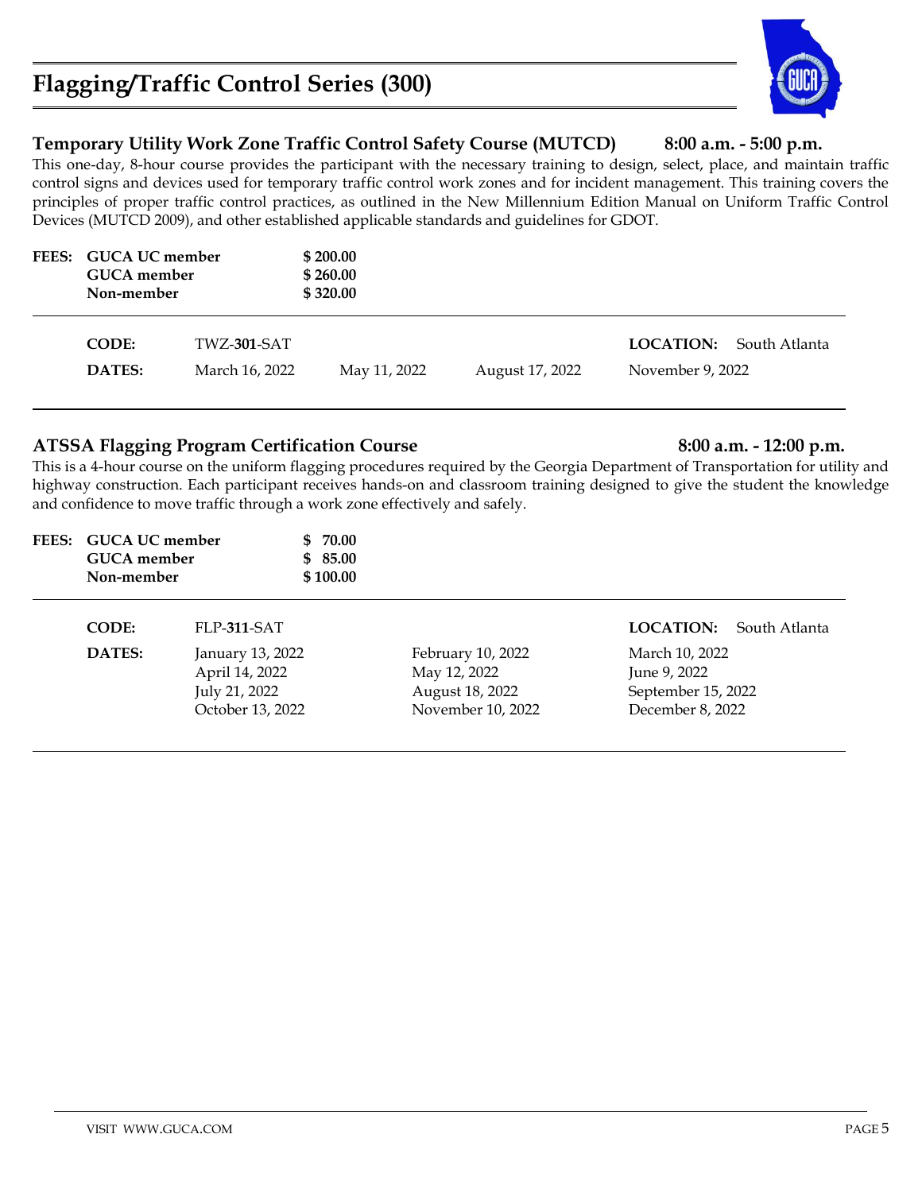# Flagging/Traffic Control Series (300)

## Temporary Utility Work Zone Traffic Control Safety Course (MUTCD) 8:00 a.m. - 5:00 p.m.

This one-day, 8-hour course provides the participant with the necessary training to design, select, place, and maintain traffic control signs and devices used for temporary traffic control work zones and for incident management. This training covers the principles of proper traffic control practices, as outlined in the New Millennium Edition Manual on Uniform Traffic Control Devices (MUTCD 2009), and other established applicable standards and guidelines for GDOT.

**FEES:**

| | |
|---|---|
| **GUCA UC member** | **$ 200.00** |
| **GUCA member** | **$ 260.00** |
| **Non-member** | **$ 320.00** |

**CODE:** TWZ-**301**-SAT **LOCATION:** South Atlanta

**DATES:** March 16, 2022 | May 11, 2022 | August 17, 2022 | November 9, 2022

## ATSSA Flagging Program Certification Course 8:00 a.m. - 12:00 p.m.

This is a 4-hour course on the uniform flagging procedures required by the Georgia Department of Transportation for utility and highway construction. Each participant receives hands-on and classroom training designed to give the student the knowledge and confidence to move traffic through a work zone effectively and safely.

**FEES:**

| | |
|---|---|
| **GUCA UC member** | **$ 70.00** |
| **GUCA member** | **$ 85.00** |
| **Non-member** | **$ 100.00** |

**CODE:** FLP-**311**-SAT **LOCATION:** South Atlanta

**DATES:**

| | | |
|---|---|---|
| January 13, 2022 | February 10, 2022 | March 10, 2022 |
| April 14, 2022 | May 12, 2022 | June 9, 2022 |
| July 21, 2022 | August 18, 2022 | September 15, 2022 |
| October 13, 2022 | November 10, 2022 | December 8, 2022 |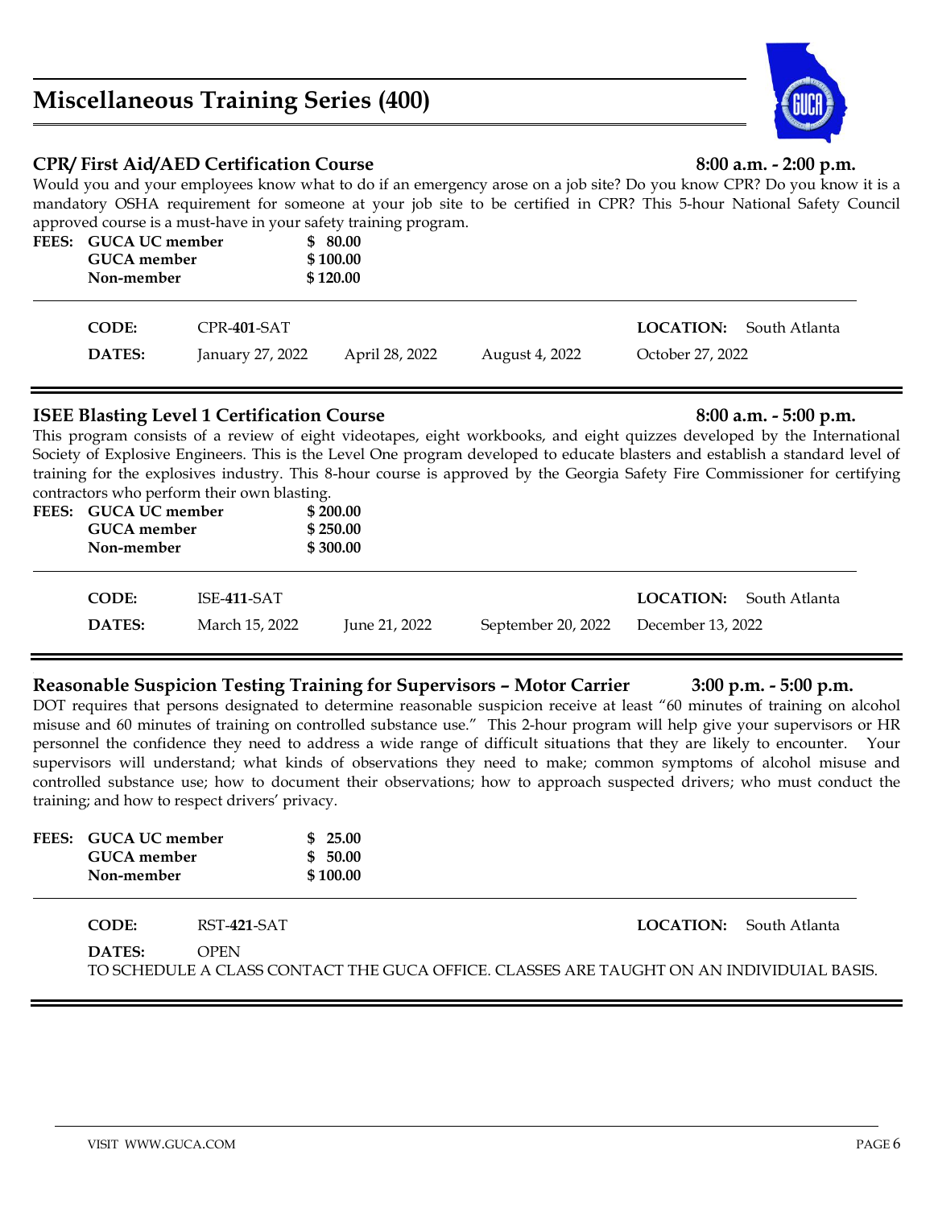# Miscellaneous Training Series (400)

## CPR/ First Aid/AED Certification Course

**8:00 a.m. - 2:00 p.m.**

Would you and your employees know what to do if an emergency arose on a job site? Do you know CPR? Do you know it is a mandatory OSHA requirement for someone at your job site to be certified in CPR? This 5-hour National Safety Council approved course is a must-have in your safety training program.

| FEES: | | |
|---|---|---|
| | **GUCA UC member** | **$ 80.00** |
| | **GUCA member** | **$ 100.00** |
| | **Non-member** | **$ 120.00** |

**CODE:** CPR-**401**-SAT

**LOCATION:** South Atlanta

**DATES:** January 27, 2022 | April 28, 2022 | August 4, 2022 | October 27, 2022

## ISEE Blasting Level 1 Certification Course

**8:00 a.m. - 5:00 p.m.**

This program consists of a review of eight videotapes, eight workbooks, and eight quizzes developed by the International Society of Explosive Engineers. This is the Level One program developed to educate blasters and establish a standard level of training for the explosives industry. This 8-hour course is approved by the Georgia Safety Fire Commissioner for certifying contractors who perform their own blasting.

| FEES: | | |
|---|---|---|
| | **GUCA UC member** | **$ 200.00** |
| | **GUCA member** | **$ 250.00** |
| | **Non-member** | **$ 300.00** |

**CODE:** ISE-**411**-SAT

**LOCATION:** South Atlanta

**DATES:** March 15, 2022 | June 21, 2022 | September 20, 2022 | December 13, 2022

## Reasonable Suspicion Testing Training for Supervisors – Motor Carrier

**3:00 p.m. - 5:00 p.m.**

DOT requires that persons designated to determine reasonable suspicion receive at least "60 minutes of training on alcohol misuse and 60 minutes of training on controlled substance use." This 2-hour program will help give your supervisors or HR personnel the confidence they need to address a wide range of difficult situations that they are likely to encounter. Your supervisors will understand; what kinds of observations they need to make; common symptoms of alcohol misuse and controlled substance use; how to document their observations; how to approach suspected drivers; who must conduct the training; and how to respect drivers' privacy.

| FEES: | | |
|---|---|---|
| | **GUCA UC member** | **$ 25.00** |
| | **GUCA member** | **$ 50.00** |
| | **Non-member** | **$ 100.00** |

**CODE:** RST-**421**-SAT

**LOCATION:** South Atlanta

**DATES:** OPEN

TO SCHEDULE A CLASS CONTACT THE GUCA OFFICE. CLASSES ARE TAUGHT ON AN INDIVIDUIAL BASIS.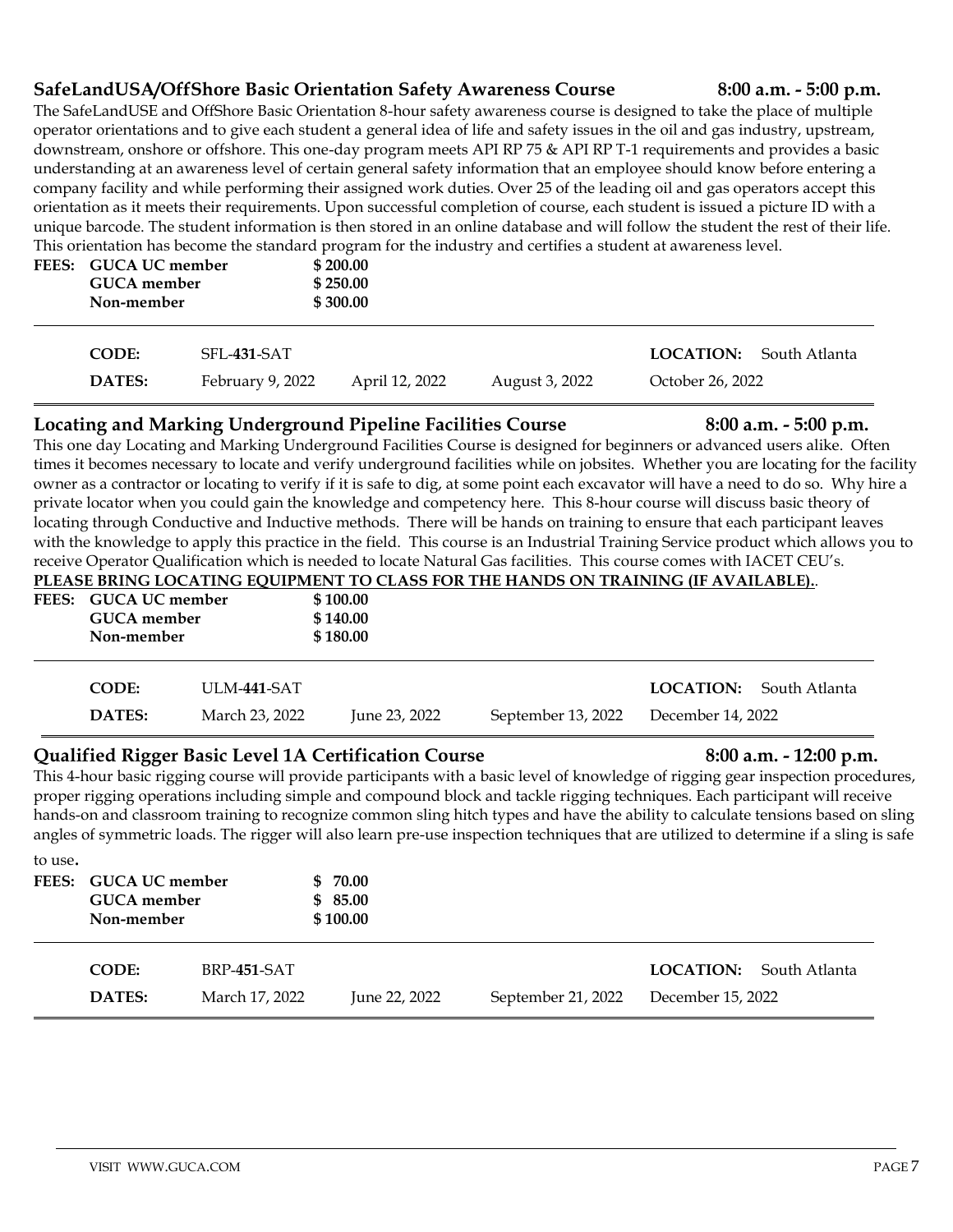## SafeLandUSA/OffShore Basic Orientation Safety Awareness Course — 8:00 a.m. - 5:00 p.m.

The SafeLandUSE and OffShore Basic Orientation 8-hour safety awareness course is designed to take the place of multiple operator orientations and to give each student a general idea of life and safety issues in the oil and gas industry, upstream, downstream, onshore or offshore. This one-day program meets API RP 75 & API RP T-1 requirements and provides a basic understanding at an awareness level of certain general safety information that an employee should know before entering a company facility and while performing their assigned work duties. Over 25 of the leading oil and gas operators accept this orientation as it meets their requirements. Upon successful completion of course, each student is issued a picture ID with a unique barcode. The student information is then stored in an online database and will follow the student the rest of their life. This orientation has become the standard program for the industry and certifies a student at awareness level.

| FEES: | | |
|---|---|---|
| | **GUCA UC member** | **$ 200.00** |
| | **GUCA member** | **$ 250.00** |
| | **Non-member** | **$ 300.00** |

| | | | | | |
|---|---|---|---|---|---|
| **CODE:** | SFL-**431**-SAT | | | **LOCATION:** | South Atlanta |
| **DATES:** | February 9, 2022 | April 12, 2022 | August 3, 2022 | October 26, 2022 | |

## Locating and Marking Underground Pipeline Facilities Course — 8:00 a.m. - 5:00 p.m.

This one day Locating and Marking Underground Facilities Course is designed for beginners or advanced users alike. Often times it becomes necessary to locate and verify underground facilities while on jobsites. Whether you are locating for the facility owner as a contractor or locating to verify if it is safe to dig, at some point each excavator will have a need to do so. Why hire a private locator when you could gain the knowledge and competency here. This 8-hour course will discuss basic theory of locating through Conductive and Inductive methods. There will be hands on training to ensure that each participant leaves with the knowledge to apply this practice in the field. This course is an Industrial Training Service product which allows you to receive Operator Qualification which is needed to locate Natural Gas facilities. This course comes with IACET CEU's.

**PLEASE BRING LOCATING EQUIPMENT TO CLASS FOR THE HANDS ON TRAINING (IF AVAILABLE).**.

| FEES: | | |
|---|---|---|
| | **GUCA UC member** | **$ 100.00** |
| | **GUCA member** | **$ 140.00** |
| | **Non-member** | **$ 180.00** |

| | | | | | |
|---|---|---|---|---|---|
| **CODE:** | ULM-**441**-SAT | | | **LOCATION:** | South Atlanta |
| **DATES:** | March 23, 2022 | June 23, 2022 | September 13, 2022 | December 14, 2022 | |

## Qualified Rigger Basic Level 1A Certification Course — 8:00 a.m. - 12:00 p.m.

This 4-hour basic rigging course will provide participants with a basic level of knowledge of rigging gear inspection procedures, proper rigging operations including simple and compound block and tackle rigging techniques. Each participant will receive hands-on and classroom training to recognize common sling hitch types and have the ability to calculate tensions based on sling angles of symmetric loads. The rigger will also learn pre-use inspection techniques that are utilized to determine if a sling is safe to use.

| FEES: | | |
|---|---|---|
| | **GUCA UC member** | **$ 70.00** |
| | **GUCA member** | **$ 85.00** |
| | **Non-member** | **$ 100.00** |

| | | | | | |
|---|---|---|---|---|---|
| **CODE:** | BRP-**451**-SAT | | | **LOCATION:** | South Atlanta |
| **DATES:** | March 17, 2022 | June 22, 2022 | September 21, 2022 | December 15, 2022 | |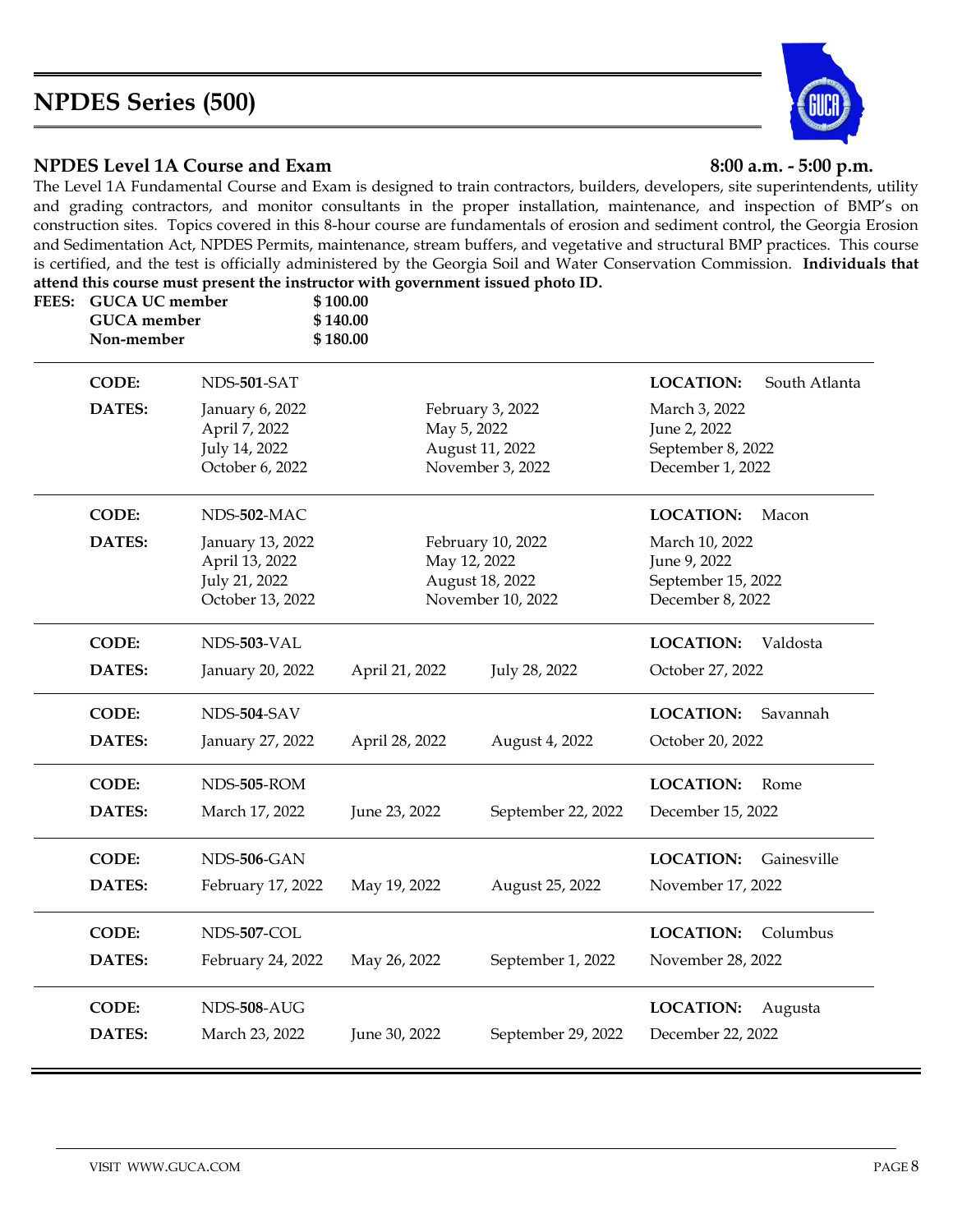# NPDES Series (500)

## NPDES Level 1A Course and Exam

**8:00 a.m. - 5:00 p.m.**

The Level 1A Fundamental Course and Exam is designed to train contractors, builders, developers, site superintendents, utility and grading contractors, and monitor consultants in the proper installation, maintenance, and inspection of BMP's on construction sites. Topics covered in this 8-hour course are fundamentals of erosion and sediment control, the Georgia Erosion and Sedimentation Act, NPDES Permits, maintenance, stream buffers, and vegetative and structural BMP practices. This course is certified, and the test is officially administered by the Georgia Soil and Water Conservation Commission. **Individuals that attend this course must present the instructor with government issued photo ID.**

**FEES:**

| | |
|---|---|
| **GUCA UC member** | **$ 100.00** |
| **GUCA member** | **$ 140.00** |
| **Non-member** | **$ 180.00** |

**CODE:** NDS-**501**-SAT — **LOCATION:** South Atlanta

**DATES:**

| | | |
|---|---|---|
| January 6, 2022 | February 3, 2022 | March 3, 2022 |
| April 7, 2022 | May 5, 2022 | June 2, 2022 |
| July 14, 2022 | August 11, 2022 | September 8, 2022 |
| October 6, 2022 | November 3, 2022 | December 1, 2022 |

**CODE:** NDS-**502**-MAC — **LOCATION:** Macon

**DATES:**

| | | |
|---|---|---|
| January 13, 2022 | February 10, 2022 | March 10, 2022 |
| April 13, 2022 | May 12, 2022 | June 9, 2022 |
| July 21, 2022 | August 18, 2022 | September 15, 2022 |
| October 13, 2022 | November 10, 2022 | December 8, 2022 |

**CODE:** NDS-**503**-VAL — **LOCATION:** Valdosta

**DATES:** January 20, 2022 — April 21, 2022 — July 28, 2022 — October 27, 2022

**CODE:** NDS-**504**-SAV — **LOCATION:** Savannah

**DATES:** January 27, 2022 — April 28, 2022 — August 4, 2022 — October 20, 2022

**CODE:** NDS-**505**-ROM — **LOCATION:** Rome

**DATES:** March 17, 2022 — June 23, 2022 — September 22, 2022 — December 15, 2022

**CODE:** NDS-**506**-GAN — **LOCATION:** Gainesville

**DATES:** February 17, 2022 — May 19, 2022 — August 25, 2022 — November 17, 2022

**CODE:** NDS-**507**-COL — **LOCATION:** Columbus

**DATES:** February 24, 2022 — May 26, 2022 — September 1, 2022 — November 28, 2022

**CODE:** NDS-**508**-AUG — **LOCATION:** Augusta

**DATES:** March 23, 2022 — June 30, 2022 — September 29, 2022 — December 22, 2022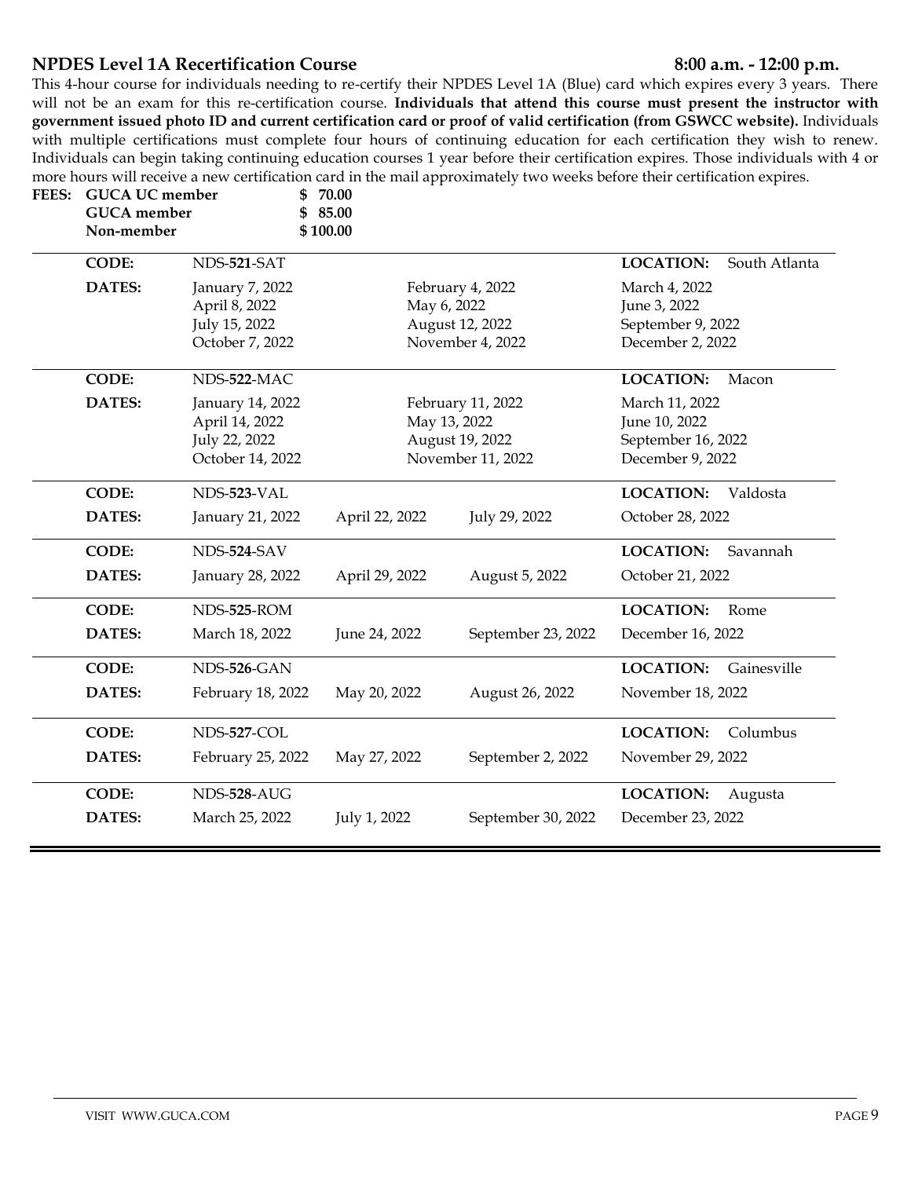## NPDES Level 1A Recertification Course 8:00 a.m. - 12:00 p.m.

This 4-hour course for individuals needing to re-certify their NPDES Level 1A (Blue) card which expires every 3 years. There will not be an exam for this re-certification course. **Individuals that attend this course must present the instructor with government issued photo ID and current certification card or proof of valid certification (from GSWCC website).** Individuals with multiple certifications must complete four hours of continuing education for each certification they wish to renew. Individuals can begin taking continuing education courses 1 year before their certification expires. Those individuals with 4 or more hours will receive a new certification card in the mail approximately two weeks before their certification expires.

**FEES:**

| | |
|---|---|
| **GUCA UC member** | **$ 70.00** |
| **GUCA member** | **$ 85.00** |
| **Non-member** | **$ 100.00** |

| **CODE:** | NDS-**521**-SAT | | **LOCATION:** South Atlanta |
|---|---|---|---|
| **DATES:** | January 7, 2022 | February 4, 2022 | March 4, 2022 |
| | April 8, 2022 | May 6, 2022 | June 3, 2022 |
| | July 15, 2022 | August 12, 2022 | September 9, 2022 |
| | October 7, 2022 | November 4, 2022 | December 2, 2022 |

| **CODE:** | NDS-**522**-MAC | | **LOCATION:** Macon |
|---|---|---|---|
| **DATES:** | January 14, 2022 | February 11, 2022 | March 11, 2022 |
| | April 14, 2022 | May 13, 2022 | June 10, 2022 |
| | July 22, 2022 | August 19, 2022 | September 16, 2022 |
| | October 14, 2022 | November 11, 2022 | December 9, 2022 |

| **CODE:** | NDS-**523**-VAL | | | **LOCATION:** Valdosta |
|---|---|---|---|---|
| **DATES:** | January 21, 2022 | April 22, 2022 | July 29, 2022 | October 28, 2022 |

| **CODE:** | NDS-**524**-SAV | | | **LOCATION:** Savannah |
|---|---|---|---|---|
| **DATES:** | January 28, 2022 | April 29, 2022 | August 5, 2022 | October 21, 2022 |

| **CODE:** | NDS-**525**-ROM | | | **LOCATION:** Rome |
|---|---|---|---|---|
| **DATES:** | March 18, 2022 | June 24, 2022 | September 23, 2022 | December 16, 2022 |

| **CODE:** | NDS-**526**-GAN | | | **LOCATION:** Gainesville |
|---|---|---|---|---|
| **DATES:** | February 18, 2022 | May 20, 2022 | August 26, 2022 | November 18, 2022 |

| **CODE:** | NDS-**527**-COL | | | **LOCATION:** Columbus |
|---|---|---|---|---|
| **DATES:** | February 25, 2022 | May 27, 2022 | September 2, 2022 | November 29, 2022 |

| **CODE:** | NDS-**528**-AUG | | | **LOCATION:** Augusta |
|---|---|---|---|---|
| **DATES:** | March 25, 2022 | July 1, 2022 | September 30, 2022 | December 23, 2022 |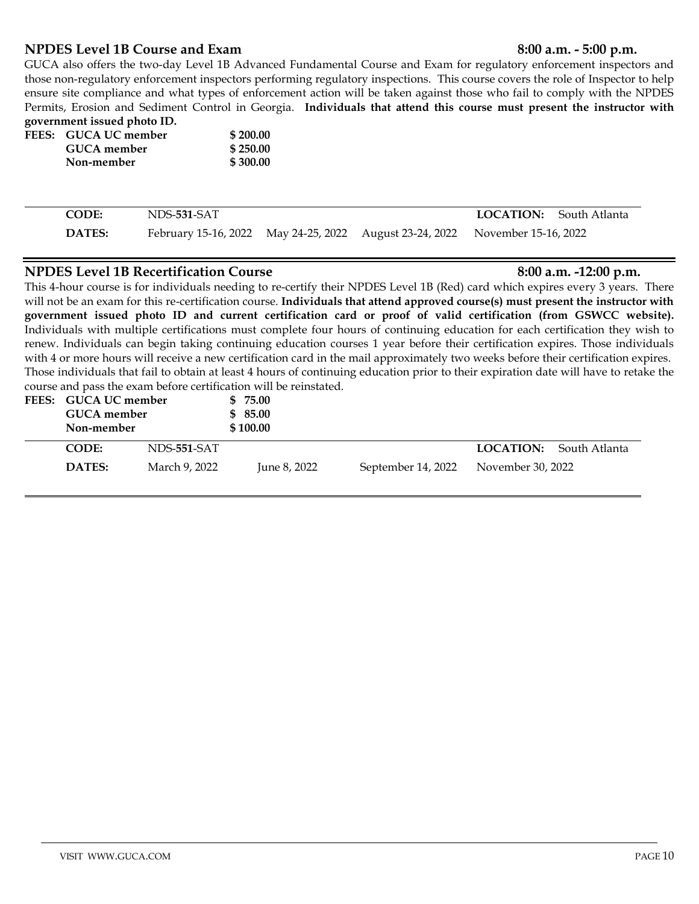## NPDES Level 1B Course and Exam — 8:00 a.m. - 5:00 p.m.

GUCA also offers the two-day Level 1B Advanced Fundamental Course and Exam for regulatory enforcement inspectors and those non-regulatory enforcement inspectors performing regulatory inspections. This course covers the role of Inspector to help ensure site compliance and what types of enforcement action will be taken against those who fail to comply with the NPDES Permits, Erosion and Sediment Control in Georgia. **Individuals that attend this course must present the instructor with government issued photo ID.**

| **FEES:** | |
|---|---|
| **GUCA UC member** | **$ 200.00** |
| **GUCA member** | **$ 250.00** |
| **Non-member** | **$ 300.00** |

| **CODE:** | NDS-**531**-SAT | | | **LOCATION:** South Atlanta |
|---|---|---|---|---|
| **DATES:** | February 15-16, 2022 | May 24-25, 2022 | August 23-24, 2022 | November 15-16, 2022 |

## NPDES Level 1B Recertification Course — 8:00 a.m. -12:00 p.m.

This 4-hour course is for individuals needing to re-certify their NPDES Level 1B (Red) card which expires every 3 years. There will not be an exam for this re-certification course. **Individuals that attend approved course(s) must present the instructor with government issued photo ID and current certification card or proof of valid certification (from GSWCC website).** Individuals with multiple certifications must complete four hours of continuing education for each certification they wish to renew. Individuals can begin taking continuing education courses 1 year before their certification expires. Those individuals with 4 or more hours will receive a new certification card in the mail approximately two weeks before their certification expires. Those individuals that fail to obtain at least 4 hours of continuing education prior to their expiration date will have to retake the course and pass the exam before certification will be reinstated.

| **FEES:** | |
|---|---|
| **GUCA UC member** | **$ 75.00** |
| **GUCA member** | **$ 85.00** |
| **Non-member** | **$ 100.00** |

| **CODE:** | NDS-**551**-SAT | | | **LOCATION:** South Atlanta |
|---|---|---|---|---|
| **DATES:** | March 9, 2022 | June 8, 2022 | September 14, 2022 | November 30, 2022 |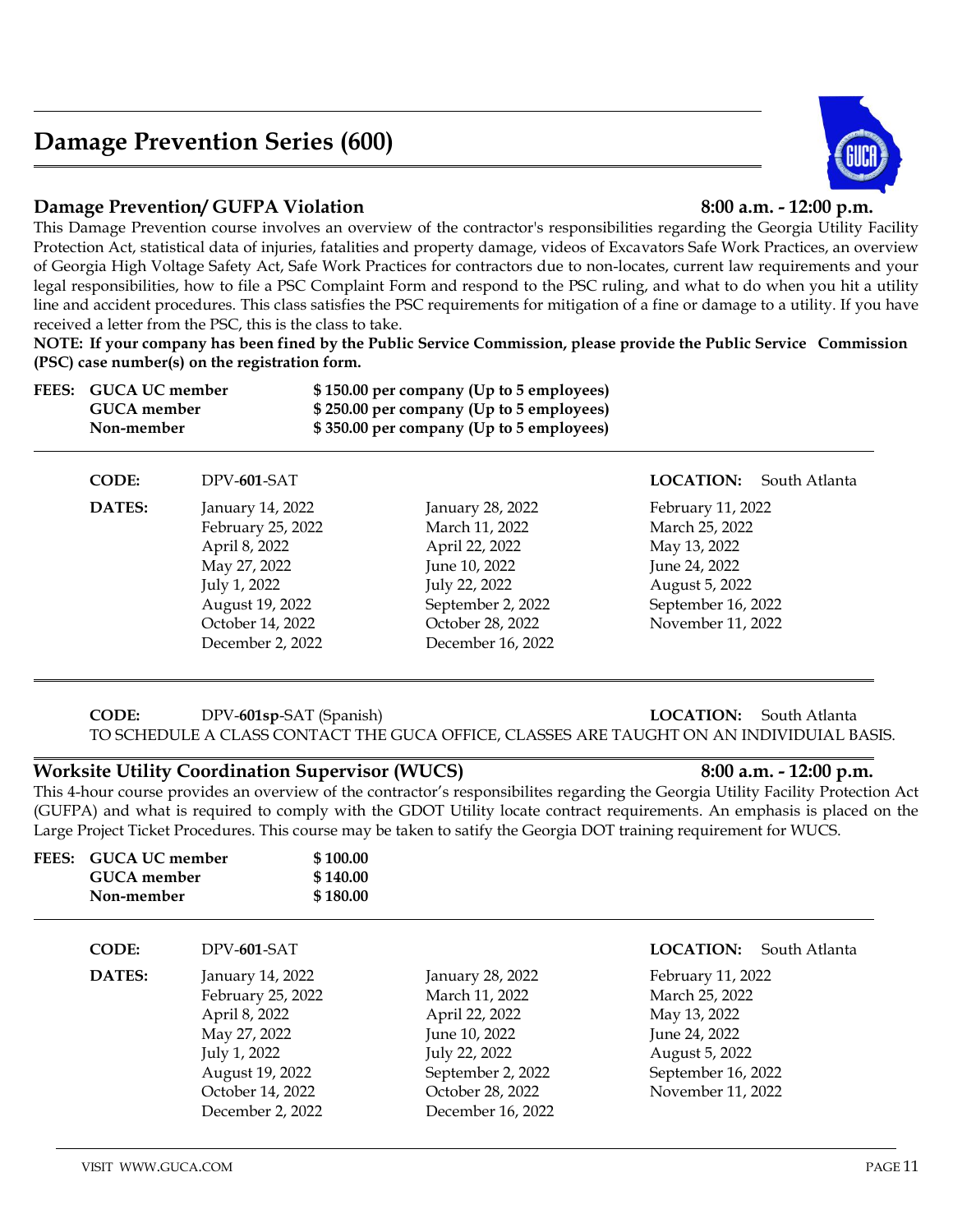# Damage Prevention Series (600)

## Damage Prevention/ GUFPA Violation

**8:00 a.m. - 12:00 p.m.**

This Damage Prevention course involves an overview of the contractor's responsibilities regarding the Georgia Utility Facility Protection Act, statistical data of injuries, fatalities and property damage, videos of Excavators Safe Work Practices, an overview of Georgia High Voltage Safety Act, Safe Work Practices for contractors due to non-locates, current law requirements and your legal responsibilities, how to file a PSC Complaint Form and respond to the PSC ruling, and what to do when you hit a utility line and accident procedures. This class satisfies the PSC requirements for mitigation of a fine or damage to a utility. If you have received a letter from the PSC, this is the class to take.

**NOTE: If your company has been fined by the Public Service Commission, please provide the Public Service Commission (PSC) case number(s) on the registration form.**

| FEES: | | |
|---|---|---|
| | **GUCA UC member** | **$ 150.00 per company (Up to 5 employees)** |
| | **GUCA member** | **$ 250.00 per company (Up to 5 employees)** |
| | **Non-member** | **$ 350.00 per company (Up to 5 employees)** |

**CODE:** DPV-**601**-SAT **LOCATION:** South Atlanta

**DATES:**

| | | |
|---|---|---|
| January 14, 2022 | January 28, 2022 | February 11, 2022 |
| February 25, 2022 | March 11, 2022 | March 25, 2022 |
| April 8, 2022 | April 22, 2022 | May 13, 2022 |
| May 27, 2022 | June 10, 2022 | June 24, 2022 |
| July 1, 2022 | July 22, 2022 | August 5, 2022 |
| August 19, 2022 | September 2, 2022 | September 16, 2022 |
| October 14, 2022 | October 28, 2022 | November 11, 2022 |
| December 2, 2022 | December 16, 2022 | |

**CODE:** DPV-**601sp**-SAT (Spanish) **LOCATION:** South Atlanta

TO SCHEDULE A CLASS CONTACT THE GUCA OFFICE, CLASSES ARE TAUGHT ON AN INDIVIDUAL BASIS.

## Worksite Utility Coordination Supervisor (WUCS)

**8:00 a.m. - 12:00 p.m.**

This 4-hour course provides an overview of the contractor's responsibilites regarding the Georgia Utility Facility Protection Act (GUFPA) and what is required to comply with the GDOT Utility locate contract requirements. An emphasis is placed on the Large Project Ticket Procedures. This course may be taken to satify the Georgia DOT training requirement for WUCS.

| FEES: | | |
|---|---|---|
| | **GUCA UC member** | **$ 100.00** |
| | **GUCA member** | **$ 140.00** |
| | **Non-member** | **$ 180.00** |

**CODE:** DPV-**601**-SAT **LOCATION:** South Atlanta

**DATES:**

| | | |
|---|---|---|
| January 14, 2022 | January 28, 2022 | February 11, 2022 |
| February 25, 2022 | March 11, 2022 | March 25, 2022 |
| April 8, 2022 | April 22, 2022 | May 13, 2022 |
| May 27, 2022 | June 10, 2022 | June 24, 2022 |
| July 1, 2022 | July 22, 2022 | August 5, 2022 |
| August 19, 2022 | September 2, 2022 | September 16, 2022 |
| October 14, 2022 | October 28, 2022 | November 11, 2022 |
| December 2, 2022 | December 16, 2022 | |

VISIT WWW.GUCA.COM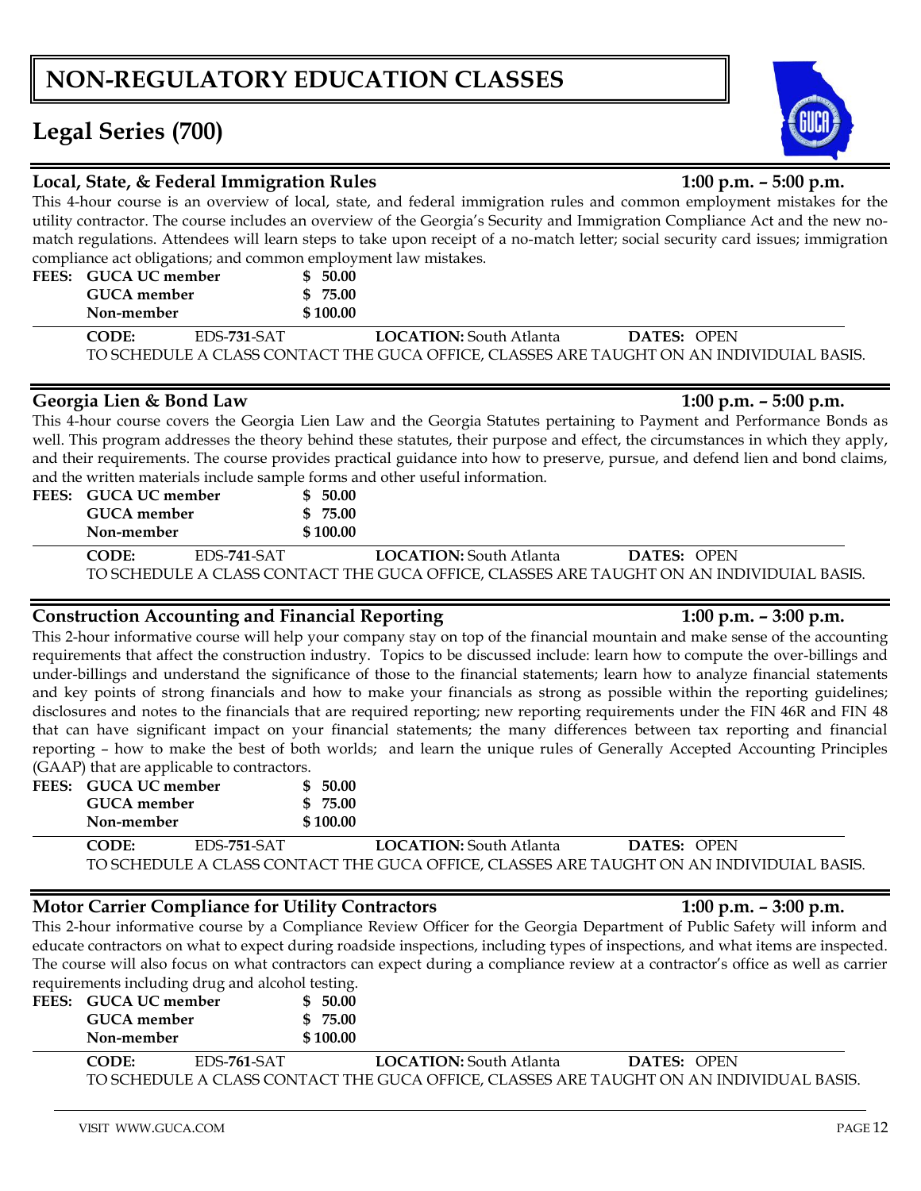# NON-REGULATORY EDUCATION CLASSES

## Legal Series (700)

### Local, State, & Federal Immigration Rules — 1:00 p.m. – 5:00 p.m.

This 4-hour course is an overview of local, state, and federal immigration rules and common employment mistakes for the utility contractor. The course includes an overview of the Georgia's Security and Immigration Compliance Act and the new no-match regulations. Attendees will learn steps to take upon receipt of a no-match letter; social security card issues; immigration compliance act obligations; and common employment law mistakes.

**FEES:**

| | |
|---|---|
| **GUCA UC member** | **$ 50.00** |
| **GUCA member** | **$ 75.00** |
| **Non-member** | **$ 100.00** |

**CODE:** EDS-**731**-SAT **LOCATION:** South Atlanta **DATES:** OPEN

TO SCHEDULE A CLASS CONTACT THE GUCA OFFICE, CLASSES ARE TAUGHT ON AN INDIVIDUIAL BASIS.

### Georgia Lien & Bond Law — 1:00 p.m. – 5:00 p.m.

This 4-hour course covers the Georgia Lien Law and the Georgia Statutes pertaining to Payment and Performance Bonds as well. This program addresses the theory behind these statutes, their purpose and effect, the circumstances in which they apply, and their requirements. The course provides practical guidance into how to preserve, pursue, and defend lien and bond claims, and the written materials include sample forms and other useful information.

**FEES:**

| | |
|---|---|
| **GUCA UC member** | **$ 50.00** |
| **GUCA member** | **$ 75.00** |
| **Non-member** | **$ 100.00** |

**CODE:** EDS-**741**-SAT **LOCATION:** South Atlanta **DATES:** OPEN

TO SCHEDULE A CLASS CONTACT THE GUCA OFFICE, CLASSES ARE TAUGHT ON AN INDIVIDUIAL BASIS.

### Construction Accounting and Financial Reporting — 1:00 p.m. – 3:00 p.m.

This 2-hour informative course will help your company stay on top of the financial mountain and make sense of the accounting requirements that affect the construction industry. Topics to be discussed include: learn how to compute the over-billings and under-billings and understand the significance of those to the financial statements; learn how to analyze financial statements and key points of strong financials and how to make your financials as strong as possible within the reporting guidelines; disclosures and notes to the financials that are required reporting; new reporting requirements under the FIN 46R and FIN 48 that can have significant impact on your financial statements; the many differences between tax reporting and financial reporting – how to make the best of both worlds; and learn the unique rules of Generally Accepted Accounting Principles (GAAP) that are applicable to contractors.

**FEES:**

| | |
|---|---|
| **GUCA UC member** | **$ 50.00** |
| **GUCA member** | **$ 75.00** |
| **Non-member** | **$ 100.00** |

**CODE:** EDS-**751**-SAT **LOCATION:** South Atlanta **DATES:** OPEN

TO SCHEDULE A CLASS CONTACT THE GUCA OFFICE, CLASSES ARE TAUGHT ON AN INDIVIDUIAL BASIS.

### Motor Carrier Compliance for Utility Contractors — 1:00 p.m. – 3:00 p.m.

This 2-hour informative course by a Compliance Review Officer for the Georgia Department of Public Safety will inform and educate contractors on what to expect during roadside inspections, including types of inspections, and what items are inspected. The course will also focus on what contractors can expect during a compliance review at a contractor's office as well as carrier requirements including drug and alcohol testing.

**FEES:**

| | |
|---|---|
| **GUCA UC member** | **$ 50.00** |
| **GUCA member** | **$ 75.00** |
| **Non-member** | **$ 100.00** |

**CODE:** EDS-**761**-SAT **LOCATION:** South Atlanta **DATES:** OPEN

TO SCHEDULE A CLASS CONTACT THE GUCA OFFICE, CLASSES ARE TAUGHT ON AN INDIVIDUAL BASIS.

VISIT WWW.GUCA.COM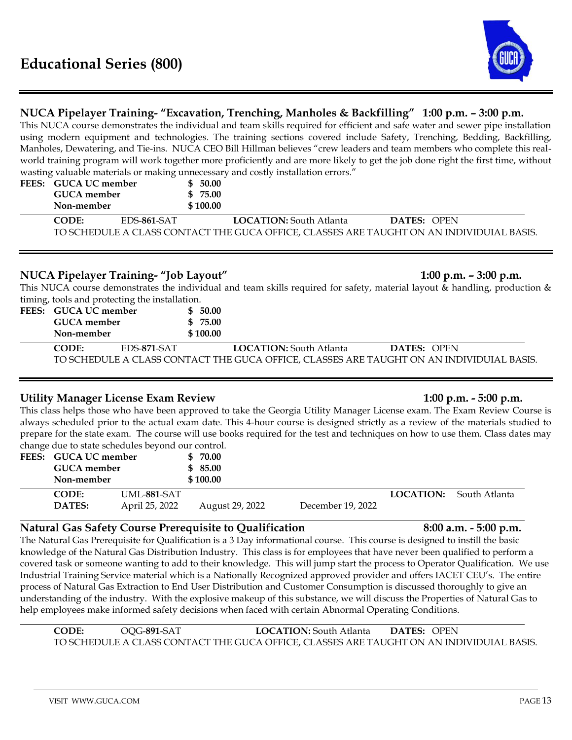# Educational Series (800)

## NUCA Pipelayer Training- "Excavation, Trenching, Manholes & Backfilling" 1:00 p.m. – 3:00 p.m.

This NUCA course demonstrates the individual and team skills required for efficient and safe water and sewer pipe installation using modern equipment and technologies. The training sections covered include Safety, Trenching, Bedding, Backfilling, Manholes, Dewatering, and Tie-ins. NUCA CEO Bill Hillman believes "crew leaders and team members who complete this real-world training program will work together more proficiently and are more likely to get the job done right the first time, without wasting valuable materials or making unnecessary and costly installation errors."

| | | |
|---|---|---|
| **FEES:** | **GUCA UC member** | **$ 50.00** |
| | **GUCA member** | **$ 75.00** |
| | **Non-member** | **$ 100.00** |

**CODE:** EDS-**861**-SAT **LOCATION:** South Atlanta **DATES:** OPEN

TO SCHEDULE A CLASS CONTACT THE GUCA OFFICE, CLASSES ARE TAUGHT ON AN INDIVIDUIAL BASIS.

## NUCA Pipelayer Training- "Job Layout" 1:00 p.m. – 3:00 p.m.

This NUCA course demonstrates the individual and team skills required for safety, material layout & handling, production & timing, tools and protecting the installation.

| | | |
|---|---|---|
| **FEES:** | **GUCA UC member** | **$ 50.00** |
| | **GUCA member** | **$ 75.00** |
| | **Non-member** | **$ 100.00** |

**CODE:** EDS-**871**-SAT **LOCATION:** South Atlanta **DATES:** OPEN

TO SCHEDULE A CLASS CONTACT THE GUCA OFFICE, CLASSES ARE TAUGHT ON AN INDIVIDUIAL BASIS.

## Utility Manager License Exam Review 1:00 p.m. - 5:00 p.m.

This class helps those who have been approved to take the Georgia Utility Manager License exam. The Exam Review Course is always scheduled prior to the actual exam date. This 4-hour course is designed strictly as a review of the materials studied to prepare for the state exam. The course will use books required for the test and techniques on how to use them. Class dates may change due to state schedules beyond our control.

| | | |
|---|---|---|
| **FEES:** | **GUCA UC member** | **$ 70.00** |
| | **GUCA member** | **$ 85.00** |
| | **Non-member** | **$ 100.00** |

**CODE:** UML-**881**-SAT **LOCATION:** South Atlanta

**DATES:** April 25, 2022 August 29, 2022 December 19, 2022

## Natural Gas Safety Course Prerequisite to Qualification 8:00 a.m. - 5:00 p.m.

The Natural Gas Prerequisite for Qualification is a 3 Day informational course. This course is designed to instill the basic knowledge of the Natural Gas Distribution Industry. This class is for employees that have never been qualified to perform a covered task or someone wanting to add to their knowledge. This will jump start the process to Operator Qualification. We use Industrial Training Service material which is a Nationally Recognized approved provider and offers IACET CEU's. The entire process of Natural Gas Extraction to End User Distribution and Customer Consumption is discussed thoroughly to give an understanding of the industry. With the explosive makeup of this substance, we will discuss the Properties of Natural Gas to help employees make informed safety decisions when faced with certain Abnormal Operating Conditions.

**CODE:** OQG-**891**-SAT **LOCATION:** South Atlanta **DATES:** OPEN

TO SCHEDULE A CLASS CONTACT THE GUCA OFFICE, CLASSES ARE TAUGHT ON AN INDIVIDUIAL BASIS.